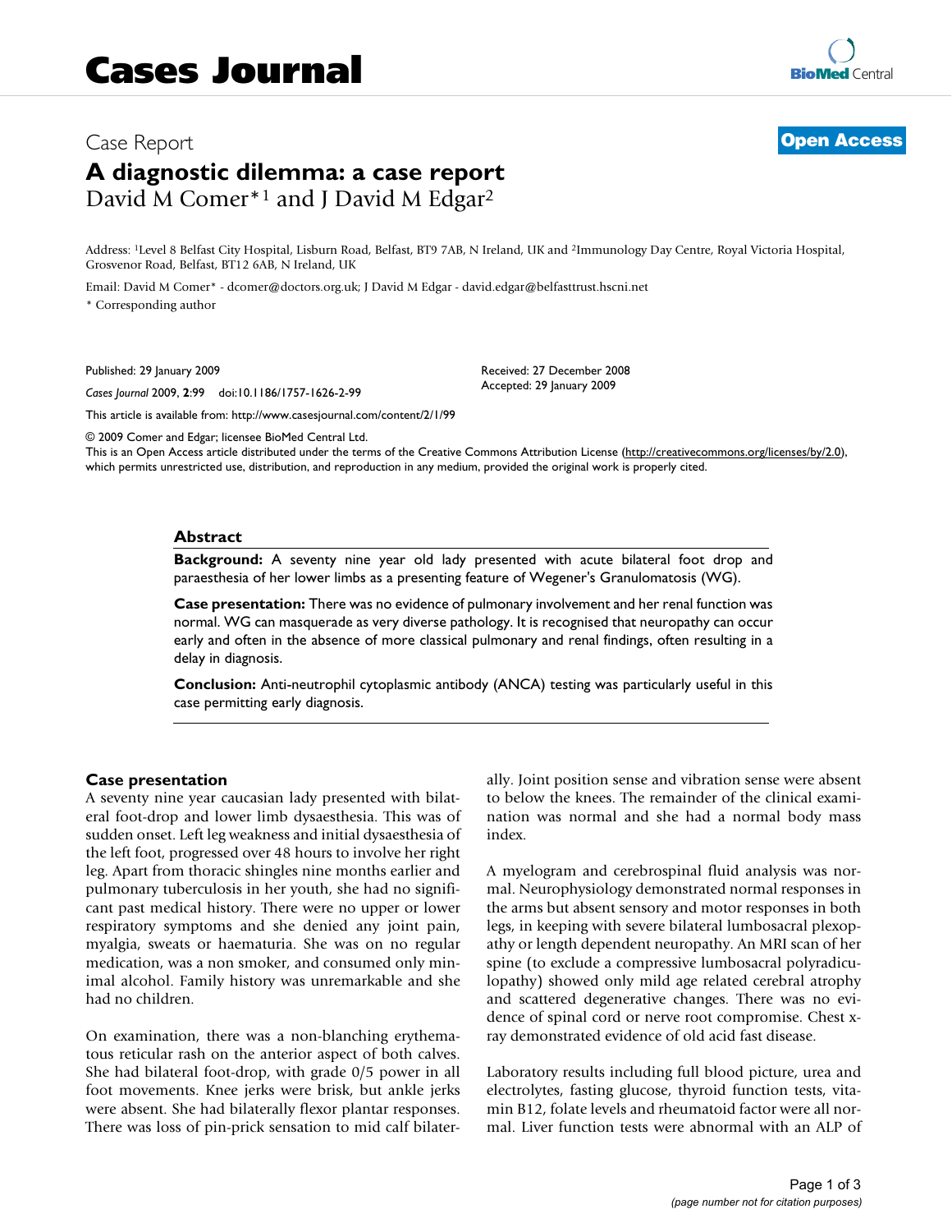Cases Journal

Case Report

**Open Access**

# A diagnostic dilemma: a case report

David M Comer*[1] and J David M Edgar[2]

Address: [1]Level 8 Belfast City Hospital, Lisburn Road, Belfast, BT9 7AB, N Ireland, UK and [2]Immunology Day Centre, Royal Victoria Hospital, Grosvenor Road, Belfast, BT12 6AB, N Ireland, UK

Email: David M Comer* - dcomer@doctors.org.uk; J David M Edgar - david.edgar@belfasttrust.hscni.net

* Corresponding author

Published: 29 January 2009

*Cases Journal* 2009, **2**:99 doi:10.1186/1757-1626-2-99

Received: 27 December 2008

Accepted: 29 January 2009

This article is available from: http://www.casesjournal.com/content/2/1/99

© 2009 Comer and Edgar; licensee BioMed Central Ltd.

This is an Open Access article distributed under the terms of the Creative Commons Attribution License (http://creativecommons.org/licenses/by/2.0), which permits unrestricted use, distribution, and reproduction in any medium, provided the original work is properly cited.

## Abstract

**Background:** A seventy nine year old lady presented with acute bilateral foot drop and paraesthesia of her lower limbs as a presenting feature of Wegener's Granulomatosis (WG).

**Case presentation:** There was no evidence of pulmonary involvement and her renal function was normal. WG can masquerade as very diverse pathology. It is recognised that neuropathy can occur early and often in the absence of more classical pulmonary and renal findings, often resulting in a delay in diagnosis.

**Conclusion:** Anti-neutrophil cytoplasmic antibody (ANCA) testing was particularly useful in this case permitting early diagnosis.

## Case presentation

A seventy nine year caucasian lady presented with bilateral foot-drop and lower limb dysaesthesia. This was of sudden onset. Left leg weakness and initial dysaesthesia of the left foot, progressed over 48 hours to involve her right leg. Apart from thoracic shingles nine months earlier and pulmonary tuberculosis in her youth, she had no significant past medical history. There were no upper or lower respiratory symptoms and she denied any joint pain, myalgia, sweats or haematuria. She was on no regular medication, was a non smoker, and consumed only minimal alcohol. Family history was unremarkable and she had no children.

On examination, there was a non-blanching erythematous reticular rash on the anterior aspect of both calves. She had bilateral foot-drop, with grade 0/5 power in all foot movements. Knee jerks were brisk, but ankle jerks were absent. She had bilaterally flexor plantar responses. There was loss of pin-prick sensation to mid calf bilaterally. Joint position sense and vibration sense were absent to below the knees. The remainder of the clinical examination was normal and she had a normal body mass index.

A myelogram and cerebrospinal fluid analysis was normal. Neurophysiology demonstrated normal responses in the arms but absent sensory and motor responses in both legs, in keeping with severe bilateral lumbosacral plexopathy or length dependent neuropathy. An MRI scan of her spine (to exclude a compressive lumbosacral polyradiculopathy) showed only mild age related cerebral atrophy and scattered degenerative changes. There was no evidence of spinal cord or nerve root compromise. Chest x-ray demonstrated evidence of old acid fast disease.

Laboratory results including full blood picture, urea and electrolytes, fasting glucose, thyroid function tests, vitamin B12, folate levels and rheumatoid factor were all normal. Liver function tests were abnormal with an ALP of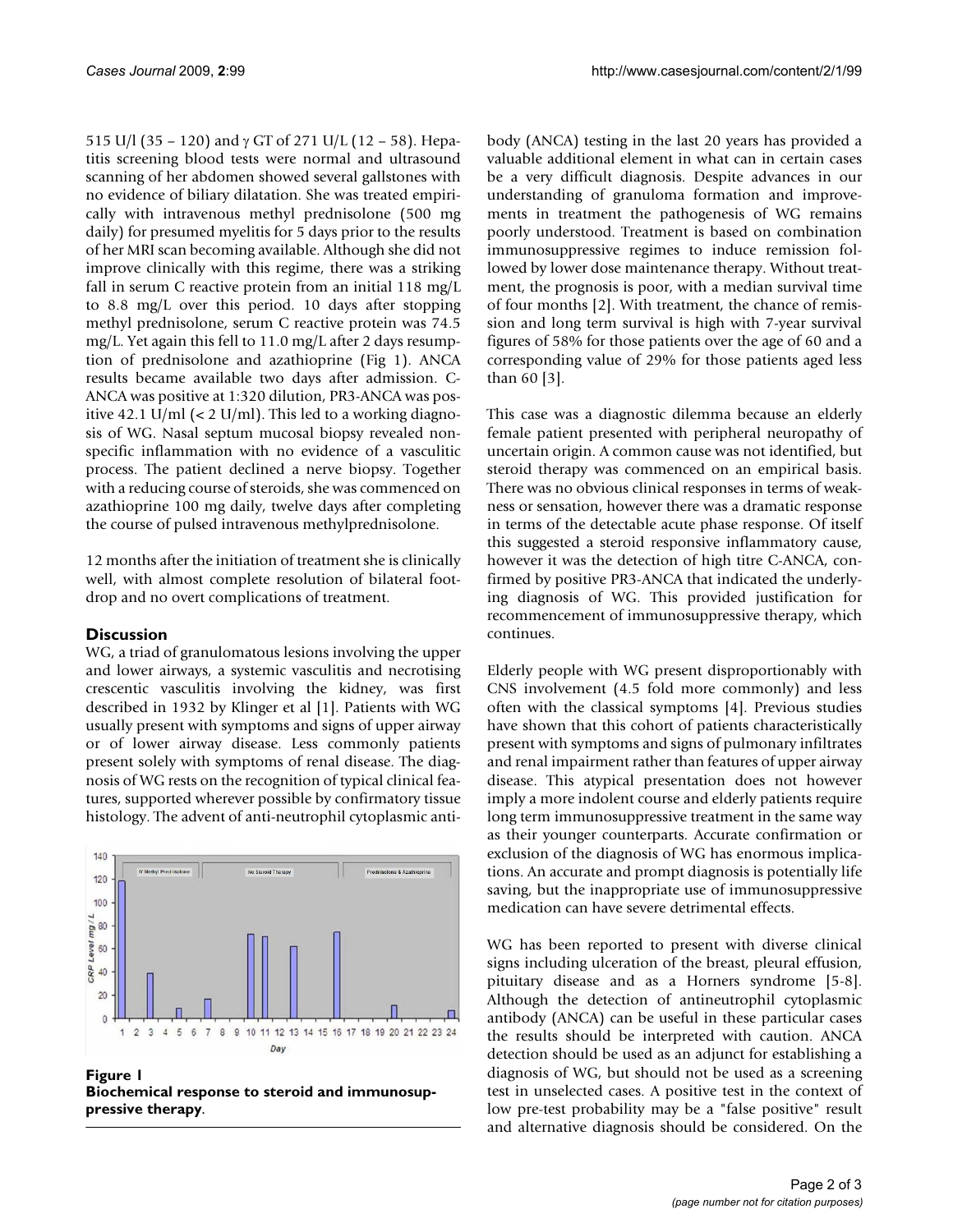515 U/l (35 – 120) and γ GT of 271 U/L (12 – 58). Hepatitis screening blood tests were normal and ultrasound scanning of her abdomen showed several gallstones with no evidence of biliary dilatation. She was treated empirically with intravenous methyl prednisolone (500 mg daily) for presumed myelitis for 5 days prior to the results of her MRI scan becoming available. Although she did not improve clinically with this regime, there was a striking fall in serum C reactive protein from an initial 118 mg/L to 8.8 mg/L over this period. 10 days after stopping methyl prednisolone, serum C reactive protein was 74.5 mg/L. Yet again this fell to 11.0 mg/L after 2 days resumption of prednisolone and azathioprine (Fig 1). ANCA results became available two days after admission. C-ANCA was positive at 1:320 dilution, PR3-ANCA was positive 42.1 U/ml (< 2 U/ml). This led to a working diagnosis of WG. Nasal septum mucosal biopsy revealed non-specific inflammation with no evidence of a vasculitic process. The patient declined a nerve biopsy. Together with a reducing course of steroids, she was commenced on azathioprine 100 mg daily, twelve days after completing the course of pulsed intravenous methylprednisolone.

12 months after the initiation of treatment she is clinically well, with almost complete resolution of bilateral foot-drop and no overt complications of treatment.

## Discussion

WG, a triad of granulomatous lesions involving the upper and lower airways, a systemic vasculitis and necrotising crescentic vasculitis involving the kidney, was first described in 1932 by Klinger et al [1]. Patients with WG usually present with symptoms and signs of upper airway or of lower airway disease. Less commonly patients present solely with symptoms of renal disease. The diagnosis of WG rests on the recognition of typical clinical features, supported wherever possible by confirmatory tissue histology. The advent of anti-neutrophil cytoplasmic antibody (ANCA) testing in the last 20 years has provided a valuable additional element in what can in certain cases be a very difficult diagnosis. Despite advances in our understanding of granuloma formation and improvements in treatment the pathogenesis of WG remains poorly understood. Treatment is based on combination immunosuppressive regimes to induce remission followed by lower dose maintenance therapy. Without treatment, the prognosis is poor, with a median survival time of four months [2]. With treatment, the chance of remission and long term survival is high with 7-year survival figures of 58% for those patients over the age of 60 and a corresponding value of 29% for those patients aged less than 60 [3].

**Figure 1**
**Biochemical response to steroid and immunosuppressive therapy**.

This case was a diagnostic dilemma because an elderly female patient presented with peripheral neuropathy of uncertain origin. A common cause was not identified, but steroid therapy was commenced on an empirical basis. There was no obvious clinical responses in terms of weakness or sensation, however there was a dramatic response in terms of the detectable acute phase response. Of itself this suggested a steroid responsive inflammatory cause, however it was the detection of high titre C-ANCA, confirmed by positive PR3-ANCA that indicated the underlying diagnosis of WG. This provided justification for recommencement of immunosuppressive therapy, which continues.

Elderly people with WG present disproportionably with CNS involvement (4.5 fold more commonly) and less often with the classical symptoms [4]. Previous studies have shown that this cohort of patients characteristically present with symptoms and signs of pulmonary infiltrates and renal impairment rather than features of upper airway disease. This atypical presentation does not however imply a more indolent course and elderly patients require long term immunosuppressive treatment in the same way as their younger counterparts. Accurate confirmation or exclusion of the diagnosis of WG has enormous implications. An accurate and prompt diagnosis is potentially life saving, but the inappropriate use of immunosuppressive medication can have severe detrimental effects.

WG has been reported to present with diverse clinical signs including ulceration of the breast, pleural effusion, pituitary disease and as a Horners syndrome [5-8]. Although the detection of antineutrophil cytoplasmic antibody (ANCA) can be useful in these particular cases the results should be interpreted with caution. ANCA detection should be used as an adjunct for establishing a diagnosis of WG, but should not be used as a screening test in unselected cases. A positive test in the context of low pre-test probability may be a "false positive" result and alternative diagnosis should be considered. On the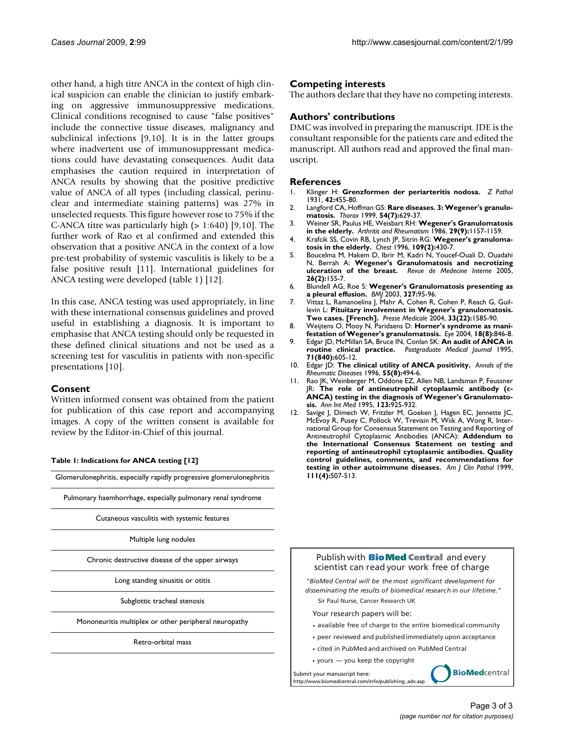other hand, a high titre ANCA in the context of high clinical suspicion can enable the clinician to justify embarking on aggressive immunosuppressive medications. Clinical conditions recognised to cause "false positives" include the connective tissue diseases, malignancy and subclinical infections [9,10]. It is in the latter groups where inadvertent use of immunosuppressant medications could have devastating consequences. Audit data emphasises the caution required in interpretation of ANCA results by showing that the positive predictive value of ANCA of all types (including classical, perinuclear and intermediate staining patterns) was 27% in unselected requests. This figure however rose to 75% if the C-ANCA titre was particularly high (> 1:640) [9,10]. The further work of Rao et al confirmed and extended this observation that a positive ANCA in the context of a low pre-test probability of systemic vasculitis is likely to be a false positive result [11]. International guidelines for ANCA testing were developed (table 1) [12].

In this case, ANCA testing was used appropriately, in line with these international consensus guidelines and proved useful in establishing a diagnosis. It is important to emphasise that ANCA testing should only be requested in these defined clinical situations and not be used as a screening test for vasculitis in patients with non-specific presentations [10].

## Consent

Written informed consent was obtained from the patient for publication of this case report and accompanying images. A copy of the written consent is available for review by the Editor-in-Chief of this journal.

**Table 1: Indications for ANCA testing [12]**

| |
|---|
| Glomerulonephritis, especially rapidly progressive glomerulonephritis |
| Pulmonary haemhorrhage, especially pulmonary renal syndrome |
| Cutaneous vasculitis with systemic features |
| Multiple lung nodules |
| Chronic destructive disease of the upper airways |
| Long standing sinusitis or otitis |
| Subglottic tracheal stenosis |
| Mononeuritis multiplex or other peripheral neuropathy |
| Retro-orbital mass |

## Competing interests

The authors declare that they have no competing interests.

## Authors' contributions

DMC was involved in preparing the manuscript. JDE is the consultant responsible for the patients care and edited the manuscript. All authors read and approved the final manuscript.

## References

1. Klinger H: **Grenzformen der periarteritis nodosa.** *Z Pathol* 1931, **42:**455-80.
2. Langford CA, Hoffman GS: **Rare diseases. 3: Wegener's granulomatosis.** *Thorax* 1999, **54(7):**629-37.
3. Weiner SR, Paulus HE, Weisbart RH: **Wegener's Granulomatosis in the elderly.** *Arthritis and Rheumatism* 1986, **29(9):**1157-1159.
4. Krafcik SS, Covin RB, Lynch JP, Sitrin RG: **Wegener's granulomatosis in the elderly.** *Chest* 1996, **109(2):**430-7.
5. Boucelma M, Hakem D, Ibrir M, Kadri N, Youcef-Ouali D, Ouadahi N, Berrah A: **Wegener's Granulomatosis and necrotizing ulceration of the breast.** *Revue de Medecine Interne* 2005, **26(2):**155-7.
6. Blundell AG, Roe S: **Wegener's Granulomatosis presenting as a pleural effusion.** *BMJ* 2003, **327:**95-96.
7. Vittaz L, Ramanoelina J, Mahr A, Cohen R, Cohen P, Reach G, Guillevin L: **Pituitary involvement in Wegener's granulomatosis. Two cases. [French].** *Presse Medicale* 2004, **33(22):**1585-90.
8. Weijtens O, Mooy N, Paridaens D: **Horner's syndrome as manifestation of Wegener's granulomatosis.** *Eye* 2004, **18(8):**846-8.
9. Edgar JD, McMillan SA, Bruce IN, Conlan SK: **An audit of ANCA in routine clinical practice.** *Postgraduate Medical Journal* 1995, **71(840):**605-12.
10. Edgar JD: **The clinical utility of ANCA positivity.** *Annals of the Rheumatic Diseases* 1996, **55(8):**494-6.
11. Rao JK, Weinberger M, Oddone EZ, Allen NB, Landsman P, Feussner JR: **The role of antineutrophil cytoplasmic antibody (c-ANCA) testing in the diagnosis of Wegener's Granulomatosis.** *Ann Int Med* 1995, **123:**925-932.
12. Savige J, Dimech W, Fritzler M, Goeken J, Hagen EC, Jennette JC, McEvoy R, Pusey C, Pollock W, Trevisin M, Wiik A, Wong R, International Group for Consensus Statement on Testing and Reporting of Antineutrophil Cytoplasmic Antibodies (ANCA): **Addendum to the International Consensus Statement on testing and reporting of antineutrophil cytoplasmic antibodies. Quality control guidelines, comments, and recommendations for testing in other autoimmune diseases.** *Am J Clin Pathol* 1999, **111(4):**507-513.

Publish with **BioMed Central** and every scientist can read your work free of charge

*"BioMed Central will be the most significant development for disseminating the results of biomedical research in our lifetime."*
Sir Paul Nurse, Cancer Research UK

Your research papers will be:

- available free of charge to the entire biomedical community
- peer reviewed and published immediately upon acceptance
- cited in PubMed and archived on PubMed Central
- yours — you keep the copyright

Submit your manuscript here:
http://www.biomedcentral.com/info/publishing_adv.asp

BioMedcentral